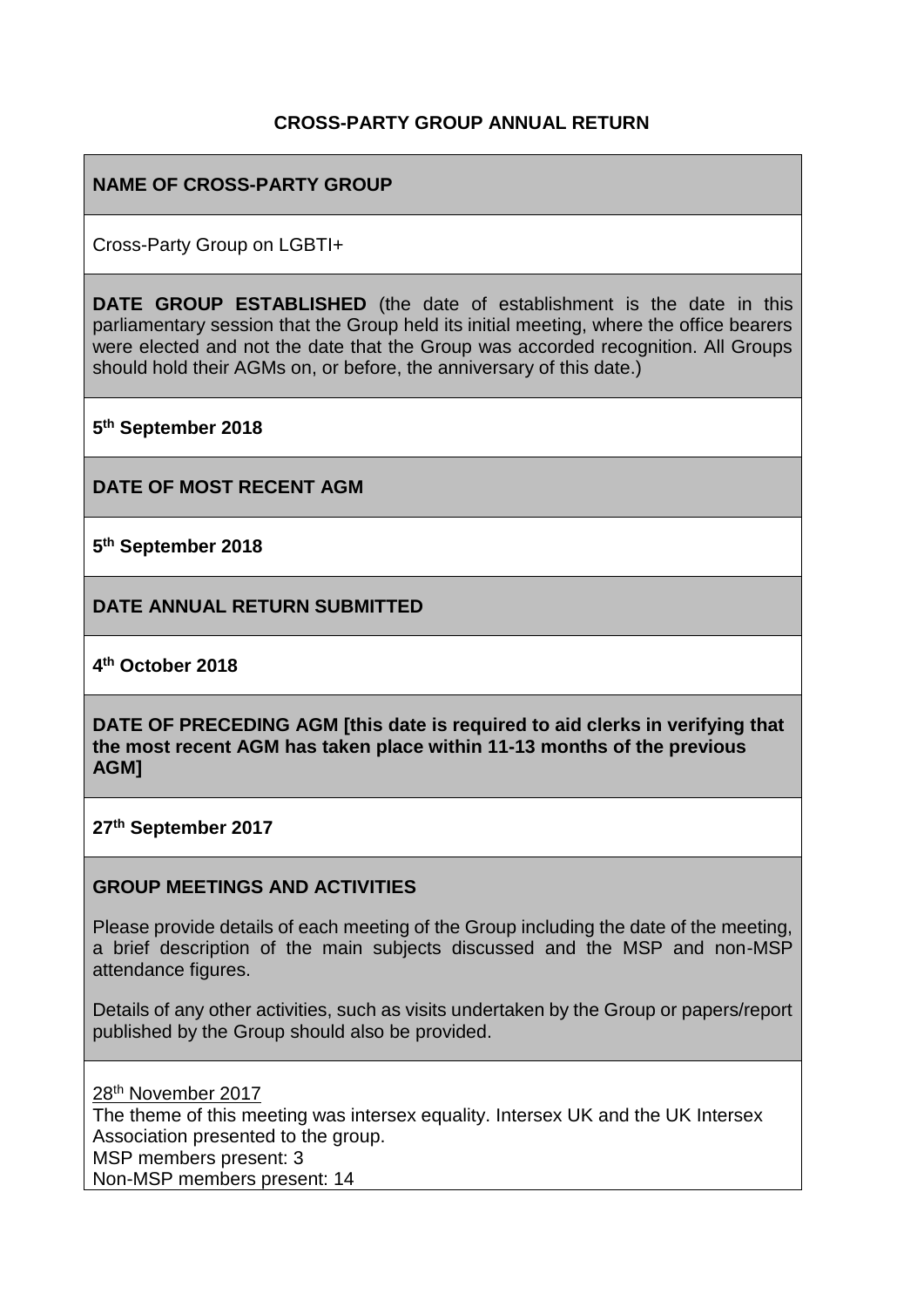# CROSS-PARTY GROUP ANNUAL RETURN

**NAME OF CROSS-PARTY GROUP**

Cross-Party Group on LGBTI+

**DATE GROUP ESTABLISHED** (the date of establishment is the date in this parliamentary session that the Group held its initial meeting, where the office bearers were elected and not the date that the Group was accorded recognition. All Groups should hold their AGMs on, or before, the anniversary of this date.)

**5th September 2018**

**DATE OF MOST RECENT AGM**

**5th September 2018**

**DATE ANNUAL RETURN SUBMITTED**

**4th October 2018**

**DATE OF PRECEDING AGM [this date is required to aid clerks in verifying that the most recent AGM has taken place within 11-13 months of the previous AGM]**

**27th September 2017**

**GROUP MEETINGS AND ACTIVITIES**

Please provide details of each meeting of the Group including the date of the meeting, a brief description of the main subjects discussed and the MSP and non-MSP attendance figures.

Details of any other activities, such as visits undertaken by the Group or papers/report published by the Group should also be provided.

28th November 2017
The theme of this meeting was intersex equality. Intersex UK and the UK Intersex Association presented to the group.
MSP members present: 3
Non-MSP members present: 14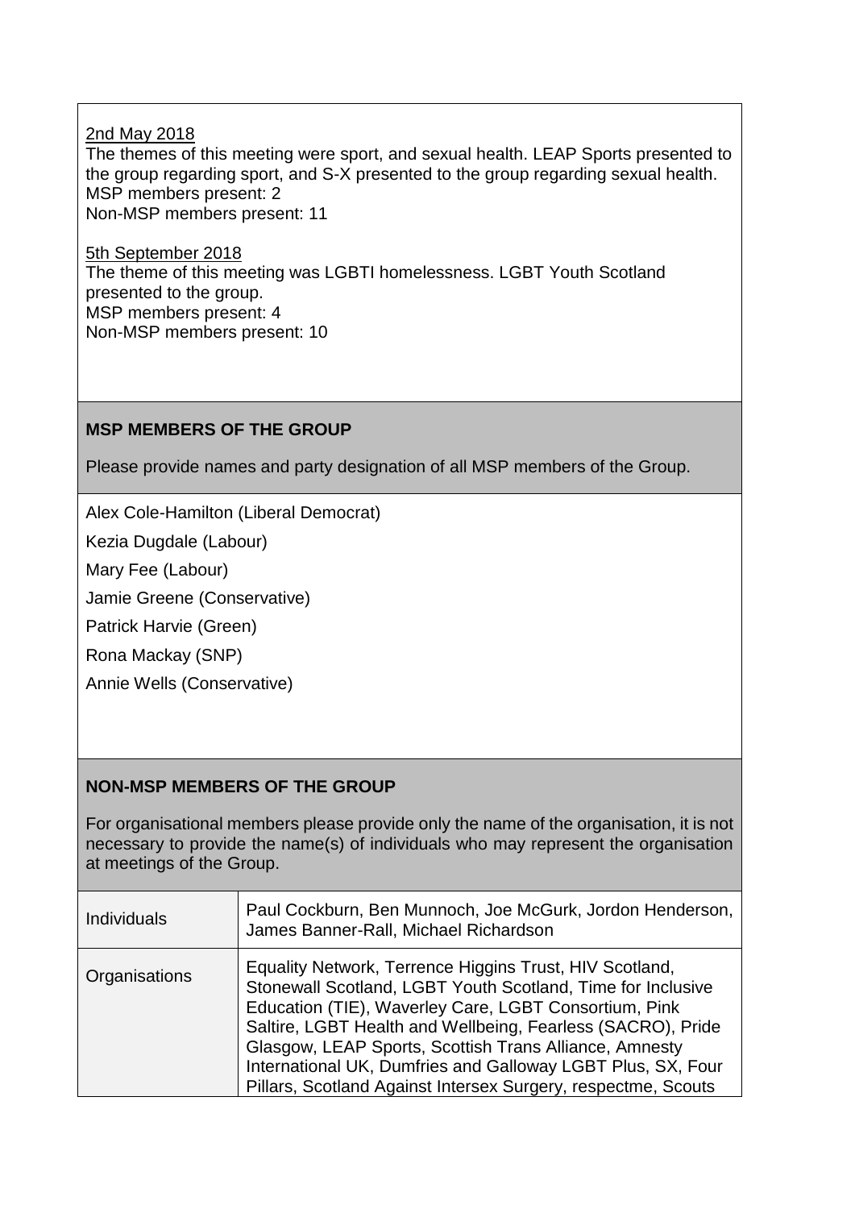<u>2nd May 2018</u>
The themes of this meeting were sport, and sexual health. LEAP Sports presented to the group regarding sport, and S-X presented to the group regarding sexual health.
MSP members present: 2
Non-MSP members present: 11

<u>5th September 2018</u>
The theme of this meeting was LGBTI homelessness. LGBT Youth Scotland presented to the group.
MSP members present: 4
Non-MSP members present: 10

**MSP MEMBERS OF THE GROUP**

Please provide names and party designation of all MSP members of the Group.

Alex Cole-Hamilton (Liberal Democrat)

Kezia Dugdale (Labour)

Mary Fee (Labour)

Jamie Greene (Conservative)

Patrick Harvie (Green)

Rona Mackay (SNP)

Annie Wells (Conservative)

**NON-MSP MEMBERS OF THE GROUP**

For organisational members please provide only the name of the organisation, it is not necessary to provide the name(s) of individuals who may represent the organisation at meetings of the Group.

| | |
|---|---|
| Individuals | Paul Cockburn, Ben Munnoch, Joe McGurk, Jordon Henderson, James Banner-Rall, Michael Richardson |
| Organisations | Equality Network, Terrence Higgins Trust, HIV Scotland, Stonewall Scotland, LGBT Youth Scotland, Time for Inclusive Education (TIE), Waverley Care, LGBT Consortium, Pink Saltire, LGBT Health and Wellbeing, Fearless (SACRO), Pride Glasgow, LEAP Sports, Scottish Trans Alliance, Amnesty International UK, Dumfries and Galloway LGBT Plus, SX, Four Pillars, Scotland Against Intersex Surgery, respectme, Scouts |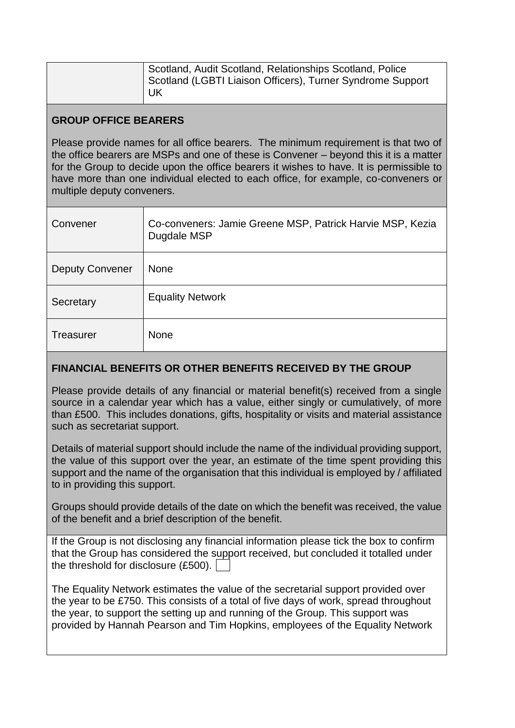| | |
|---|---|
| | Scotland, Audit Scotland, Relationships Scotland, Police Scotland (LGBTI Liaison Officers), Turner Syndrome Support UK |

## GROUP OFFICE BEARERS

Please provide names for all office bearers. The minimum requirement is that two of the office bearers are MSPs and one of these is Convener – beyond this it is a matter for the Group to decide upon the office bearers it wishes to have. It is permissible to have more than one individual elected to each office, for example, co-conveners or multiple deputy conveners.

| | |
|---|---|
| Convener | Co-conveners: Jamie Greene MSP, Patrick Harvie MSP, Kezia Dugdale MSP |
| Deputy Convener | None |
| Secretary | Equality Network |
| Treasurer | None |

## FINANCIAL BENEFITS OR OTHER BENEFITS RECEIVED BY THE GROUP

Please provide details of any financial or material benefit(s) received from a single source in a calendar year which has a value, either singly or cumulatively, of more than £500. This includes donations, gifts, hospitality or visits and material assistance such as secretariat support.

Details of material support should include the name of the individual providing support, the value of this support over the year, an estimate of the time spent providing this support and the name of the organisation that this individual is employed by / affiliated to in providing this support.

Groups should provide details of the date on which the benefit was received, the value of the benefit and a brief description of the benefit.

If the Group is not disclosing any financial information please tick the box to confirm that the Group has considered the support received, but concluded it totalled under the threshold for disclosure (£500). ☐

The Equality Network estimates the value of the secretarial support provided over the year to be £750. This consists of a total of five days of work, spread throughout the year, to support the setting up and running of the Group. This support was provided by Hannah Pearson and Tim Hopkins, employees of the Equality Network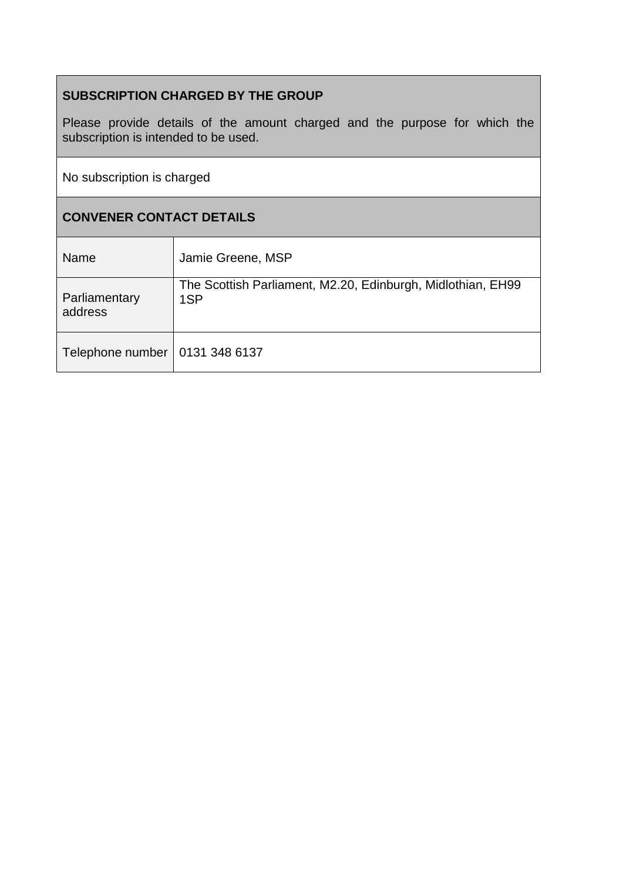**SUBSCRIPTION CHARGED BY THE GROUP**

Please provide details of the amount charged and the purpose for which the subscription is intended to be used.

No subscription is charged

**CONVENER CONTACT DETAILS**

| | |
|---|---|
| Name | Jamie Greene, MSP |
| Parliamentary address | The Scottish Parliament, M2.20, Edinburgh, Midlothian, EH99 1SP |
| Telephone number | 0131 348 6137 |